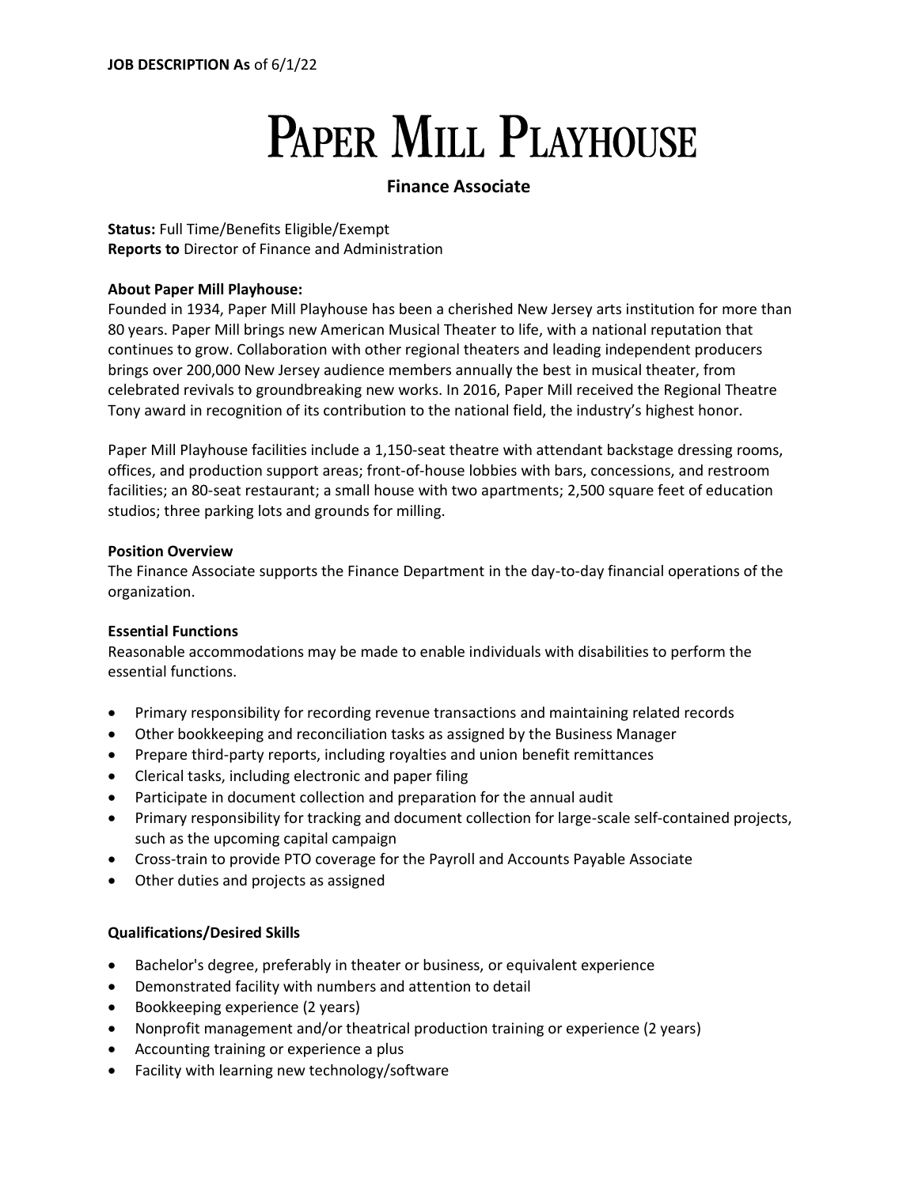**JOB DESCRIPTION As** of 6/1/22

# Paper Mill Playhouse

## Finance Associate

**Status:** Full Time/Benefits Eligible/Exempt
**Reports to** Director of Finance and Administration

**About Paper Mill Playhouse:**
Founded in 1934, Paper Mill Playhouse has been a cherished New Jersey arts institution for more than 80 years. Paper Mill brings new American Musical Theater to life, with a national reputation that continues to grow. Collaboration with other regional theaters and leading independent producers brings over 200,000 New Jersey audience members annually the best in musical theater, from celebrated revivals to groundbreaking new works. In 2016, Paper Mill received the Regional Theatre Tony award in recognition of its contribution to the national field, the industry's highest honor.

Paper Mill Playhouse facilities include a 1,150-seat theatre with attendant backstage dressing rooms, offices, and production support areas; front-of-house lobbies with bars, concessions, and restroom facilities; an 80-seat restaurant; a small house with two apartments; 2,500 square feet of education studios; three parking lots and grounds for milling.

**Position Overview**
The Finance Associate supports the Finance Department in the day-to-day financial operations of the organization.

**Essential Functions**
Reasonable accommodations may be made to enable individuals with disabilities to perform the essential functions.

- Primary responsibility for recording revenue transactions and maintaining related records
- Other bookkeeping and reconciliation tasks as assigned by the Business Manager
- Prepare third-party reports, including royalties and union benefit remittances
- Clerical tasks, including electronic and paper filing
- Participate in document collection and preparation for the annual audit
- Primary responsibility for tracking and document collection for large-scale self-contained projects, such as the upcoming capital campaign
- Cross-train to provide PTO coverage for the Payroll and Accounts Payable Associate
- Other duties and projects as assigned

**Qualifications/Desired Skills**

- Bachelor's degree, preferably in theater or business, or equivalent experience
- Demonstrated facility with numbers and attention to detail
- Bookkeeping experience (2 years)
- Nonprofit management and/or theatrical production training or experience (2 years)
- Accounting training or experience a plus
- Facility with learning new technology/software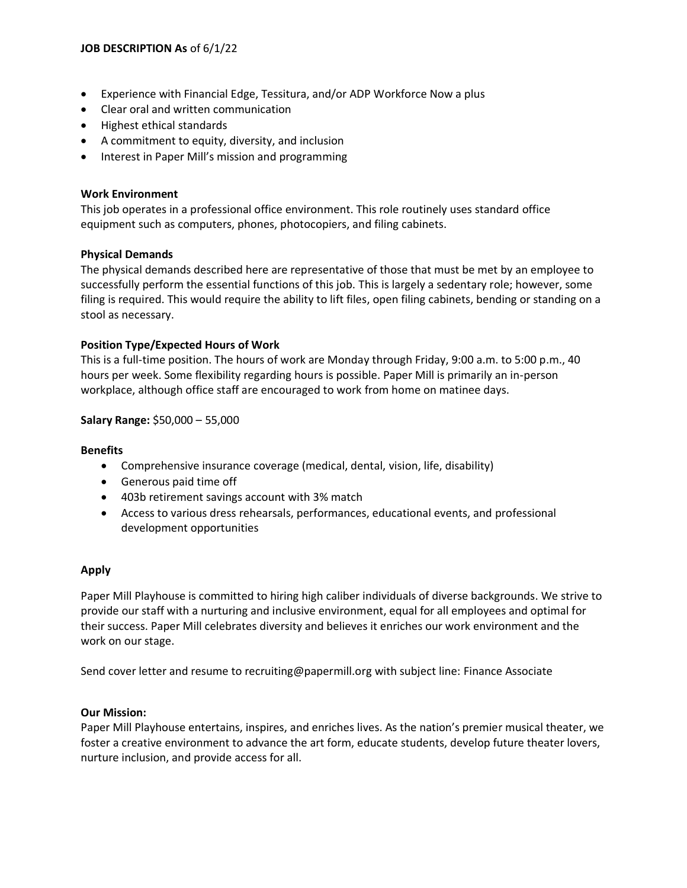**JOB DESCRIPTION As** of 6/1/22

- Experience with Financial Edge, Tessitura, and/or ADP Workforce Now a plus
- Clear oral and written communication
- Highest ethical standards
- A commitment to equity, diversity, and inclusion
- Interest in Paper Mill's mission and programming

**Work Environment**

This job operates in a professional office environment. This role routinely uses standard office equipment such as computers, phones, photocopiers, and filing cabinets.

**Physical Demands**

The physical demands described here are representative of those that must be met by an employee to successfully perform the essential functions of this job. This is largely a sedentary role; however, some filing is required. This would require the ability to lift files, open filing cabinets, bending or standing on a stool as necessary.

**Position Type/Expected Hours of Work**

This is a full-time position. The hours of work are Monday through Friday, 9:00 a.m. to 5:00 p.m., 40 hours per week. Some flexibility regarding hours is possible. Paper Mill is primarily an in-person workplace, although office staff are encouraged to work from home on matinee days.

**Salary Range:** $50,000 – 55,000

**Benefits**

- Comprehensive insurance coverage (medical, dental, vision, life, disability)
- Generous paid time off
- 403b retirement savings account with 3% match
- Access to various dress rehearsals, performances, educational events, and professional development opportunities

**Apply**

Paper Mill Playhouse is committed to hiring high caliber individuals of diverse backgrounds. We strive to provide our staff with a nurturing and inclusive environment, equal for all employees and optimal for their success. Paper Mill celebrates diversity and believes it enriches our work environment and the work on our stage.

Send cover letter and resume to recruiting@papermill.org with subject line: Finance Associate

**Our Mission:**

Paper Mill Playhouse entertains, inspires, and enriches lives. As the nation's premier musical theater, we foster a creative environment to advance the art form, educate students, develop future theater lovers, nurture inclusion, and provide access for all.